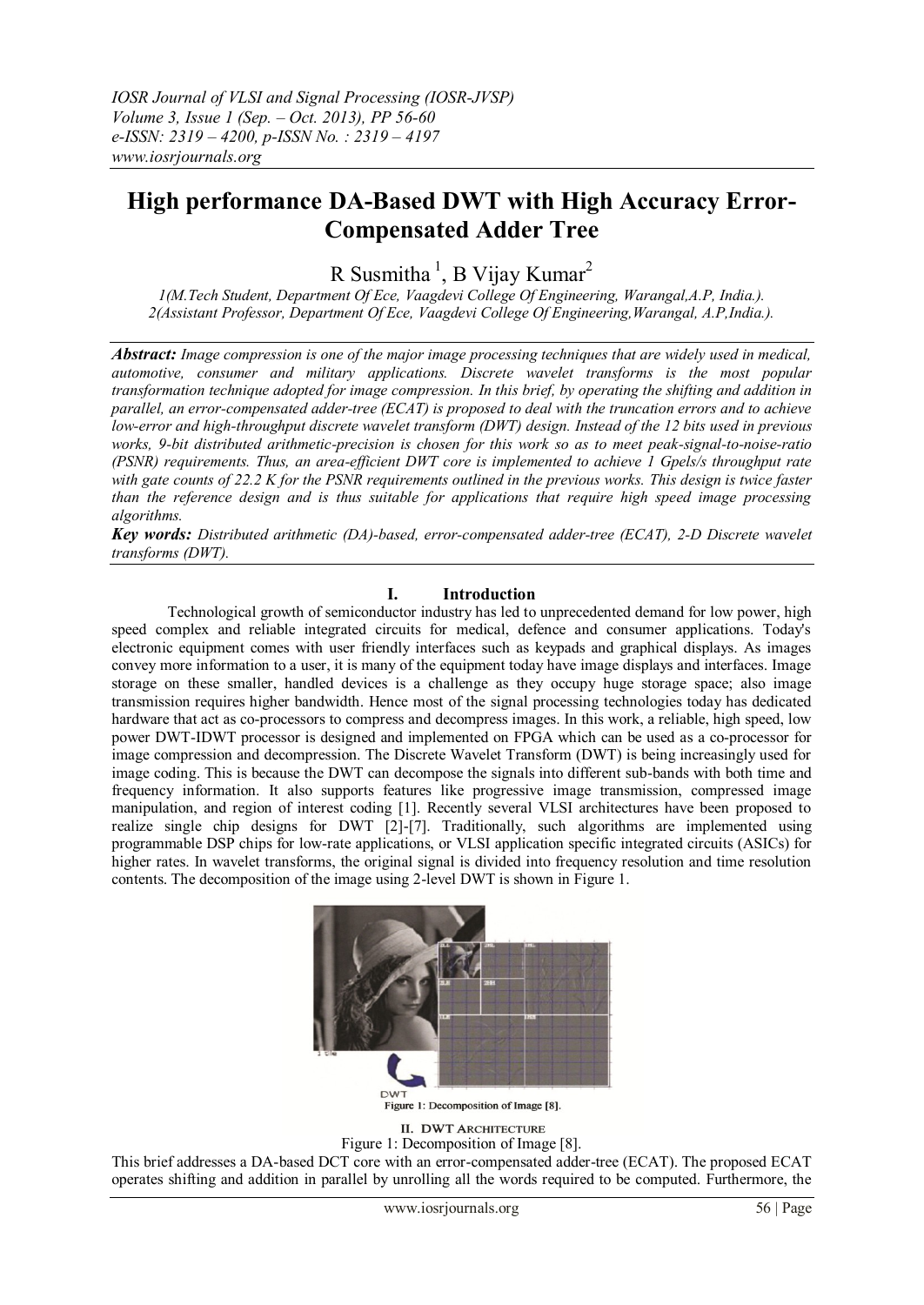# High performance DA-Based DWT with High Accuracy Error-Compensated Adder Tree

R Susmitha [1], B Vijay Kumar[2]

*1(M.Tech Student, Department Of Ece, Vaagdevi College Of Engineering, Warangal,A.P, India.).*
*2(Assistant Professor, Department Of Ece, Vaagdevi College Of Engineering,Warangal, A.P,India.).*

***Abstract:*** *Image compression is one of the major image processing techniques that are widely used in medical, automotive, consumer and military applications. Discrete wavelet transforms is the most popular transformation technique adopted for image compression. In this brief, by operating the shifting and addition in parallel, an error-compensated adder-tree (ECAT) is proposed to deal with the truncation errors and to achieve low-error and high-throughput discrete wavelet transform (DWT) design. Instead of the 12 bits used in previous works, 9-bit distributed arithmetic-precision is chosen for this work so as to meet peak-signal-to-noise-ratio (PSNR) requirements. Thus, an area-efficient DWT core is implemented to achieve 1 Gpels/s throughput rate with gate counts of 22.2 K for the PSNR requirements outlined in the previous works. This design is twice faster than the reference design and is thus suitable for applications that require high speed image processing algorithms.*

***Key words:*** *Distributed arithmetic (DA)-based, error-compensated adder-tree (ECAT), 2-D Discrete wavelet transforms (DWT).*

## I. Introduction

Technological growth of semiconductor industry has led to unprecedented demand for low power, high speed complex and reliable integrated circuits for medical, defence and consumer applications. Today's electronic equipment comes with user friendly interfaces such as keypads and graphical displays. As images convey more information to a user, it is many of the equipment today have image displays and interfaces. Image storage on these smaller, handled devices is a challenge as they occupy huge storage space; also image transmission requires higher bandwidth. Hence most of the signal processing technologies today has dedicated hardware that act as co-processors to compress and decompress images. In this work, a reliable, high speed, low power DWT-IDWT processor is designed and implemented on FPGA which can be used as a co-processor for image compression and decompression. The Discrete Wavelet Transform (DWT) is being increasingly used for image coding. This is because the DWT can decompose the signals into different sub-bands with both time and frequency information. It also supports features like progressive image transmission, compressed image manipulation, and region of interest coding [1]. Recently several VLSI architectures have been proposed to realize single chip designs for DWT [2]-[7]. Traditionally, such algorithms are implemented using programmable DSP chips for low-rate applications, or VLSI application specific integrated circuits (ASICs) for higher rates. In wavelet transforms, the original signal is divided into frequency resolution and time resolution contents. The decomposition of the image using 2-level DWT is shown in Figure 1.

Figure 1: Decomposition of Image [8].

## II. DWT Architecture

Figure 1: Decomposition of Image [8].

This brief addresses a DA-based DCT core with an error-compensated adder-tree (ECAT). The proposed ECAT operates shifting and addition in parallel by unrolling all the words required to be computed. Furthermore, the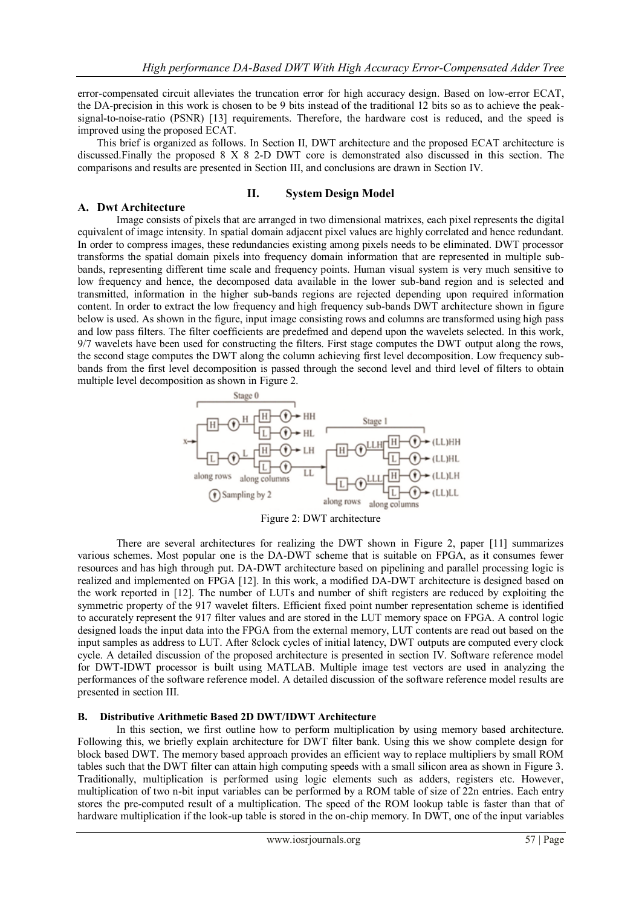error-compensated circuit alleviates the truncation error for high accuracy design. Based on low-error ECAT, the DA-precision in this work is chosen to be 9 bits instead of the traditional 12 bits so as to achieve the peak-signal-to-noise-ratio (PSNR) [13] requirements. Therefore, the hardware cost is reduced, and the speed is improved using the proposed ECAT.

This brief is organized as follows. In Section II, DWT architecture and the proposed ECAT architecture is discussed.Finally the proposed 8 X 8 2-D DWT core is demonstrated also discussed in this section. The comparisons and results are presented in Section III, and conclusions are drawn in Section IV.

## II. System Design Model

### A. Dwt Architecture

Image consists of pixels that are arranged in two dimensional matrixes, each pixel represents the digital equivalent of image intensity. In spatial domain adjacent pixel values are highly correlated and hence redundant. In order to compress images, these redundancies existing among pixels needs to be eliminated. DWT processor transforms the spatial domain pixels into frequency domain information that are represented in multiple sub-bands, representing different time scale and frequency points. Human visual system is very much sensitive to low frequency and hence, the decomposed data available in the lower sub-band region and is selected and transmitted, information in the higher sub-bands regions are rejected depending upon required information content. In order to extract the low frequency and high frequency sub-bands DWT architecture shown in figure below is used. As shown in the figure, input image consisting rows and columns are transformed using high pass and low pass filters. The filter coefficients are predefmed and depend upon the wavelets selected. In this work, 9/7 wavelets have been used for constructing the filters. First stage computes the DWT output along the rows, the second stage computes the DWT along the column achieving first level decomposition. Low frequency sub-bands from the first level decomposition is passed through the second level and third level of filters to obtain multiple level decomposition as shown in Figure 2.

Figure 2: DWT architecture

There are several architectures for realizing the DWT shown in Figure 2, paper [11] summarizes various schemes. Most popular one is the DA-DWT scheme that is suitable on FPGA, as it consumes fewer resources and has high through put. DA-DWT architecture based on pipelining and parallel processing logic is realized and implemented on FPGA [12]. In this work, a modified DA-DWT architecture is designed based on the work reported in [12]. The number of LUTs and number of shift registers are reduced by exploiting the symmetric property of the 917 wavelet filters. Efficient fixed point number representation scheme is identified to accurately represent the 917 filter values and are stored in the LUT memory space on FPGA. A control logic designed loads the input data into the FPGA from the external memory, LUT contents are read out based on the input samples as address to LUT. After 8clock cycles of initial latency, DWT outputs are computed every clock cycle. A detailed discussion of the proposed architecture is presented in section IV. Software reference model for DWT-IDWT processor is built using MATLAB. Multiple image test vectors are used in analyzing the performances of the software reference model. A detailed discussion of the software reference model results are presented in section III.

### B. Distributive Arithmetic Based 2D DWT/IDWT Architecture

In this section, we first outline how to perform multiplication by using memory based architecture. Following this, we briefly explain architecture for DWT filter bank. Using this we show complete design for block based DWT. The memory based approach provides an efficient way to replace multipliers by small ROM tables such that the DWT filter can attain high computing speeds with a small silicon area as shown in Figure 3. Traditionally, multiplication is performed using logic elements such as adders, registers etc. However, multiplication of two n-bit input variables can be performed by a ROM table of size of 22n entries. Each entry stores the pre-computed result of a multiplication. The speed of the ROM lookup table is faster than that of hardware multiplication if the look-up table is stored in the on-chip memory. In DWT, one of the input variables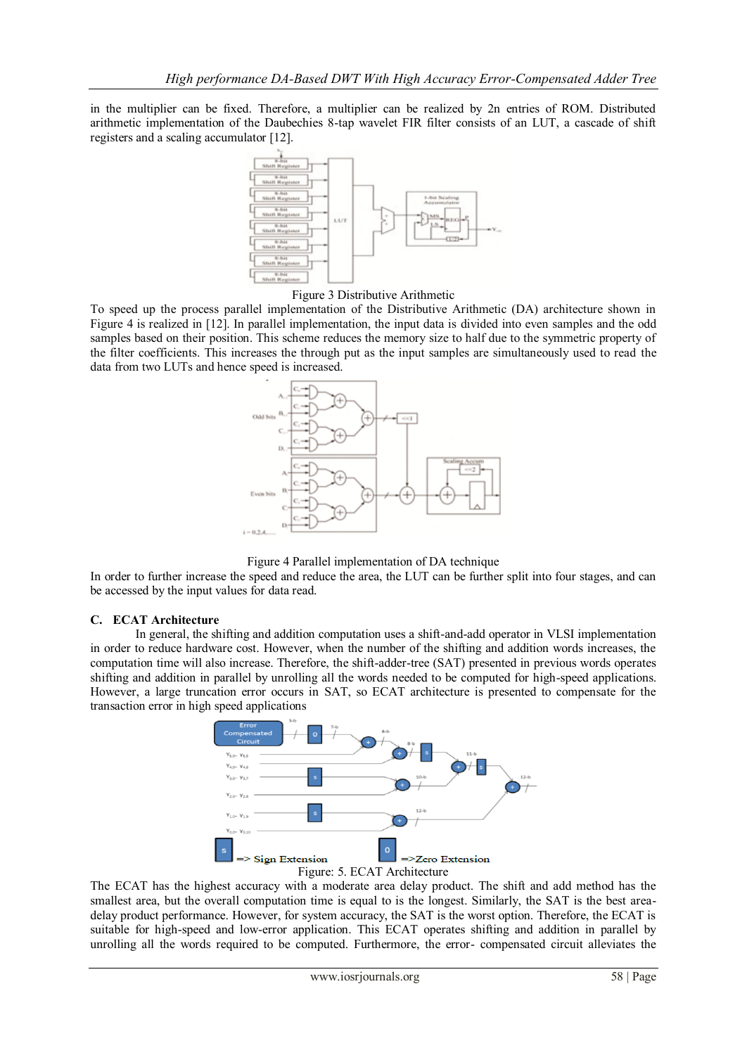in the multiplier can be fixed. Therefore, a multiplier can be realized by 2n entries of ROM. Distributed arithmetic implementation of the Daubechies 8-tap wavelet FIR filter consists of an LUT, a cascade of shift registers and a scaling accumulator [12].

Figure 3 Distributive Arithmetic

To speed up the process parallel implementation of the Distributive Arithmetic (DA) architecture shown in Figure 4 is realized in [12]. In parallel implementation, the input data is divided into even samples and the odd samples based on their position. This scheme reduces the memory size to half due to the symmetric property of the filter coefficients. This increases the through put as the input samples are simultaneously used to read the data from two LUTs and hence speed is increased.

Figure 4 Parallel implementation of DA technique

In order to further increase the speed and reduce the area, the LUT can be further split into four stages, and can be accessed by the input values for data read.

### C. ECAT Architecture

In general, the shifting and addition computation uses a shift-and-add operator in VLSI implementation in order to reduce hardware cost. However, when the number of the shifting and addition words increases, the computation time will also increase. Therefore, the shift-adder-tree (SAT) presented in previous words operates shifting and addition in parallel by unrolling all the words needed to be computed for high-speed applications. However, a large truncation error occurs in SAT, so ECAT architecture is presented to compensate for the transaction error in high speed applications

Figure: 5. ECAT Architecture

The ECAT has the highest accuracy with a moderate area delay product. The shift and add method has the smallest area, but the overall computation time is equal to is the longest. Similarly, the SAT is the best area-delay product performance. However, for system accuracy, the SAT is the worst option. Therefore, the ECAT is suitable for high-speed and low-error application. This ECAT operates shifting and addition in parallel by unrolling all the words required to be computed. Furthermore, the error- compensated circuit alleviates the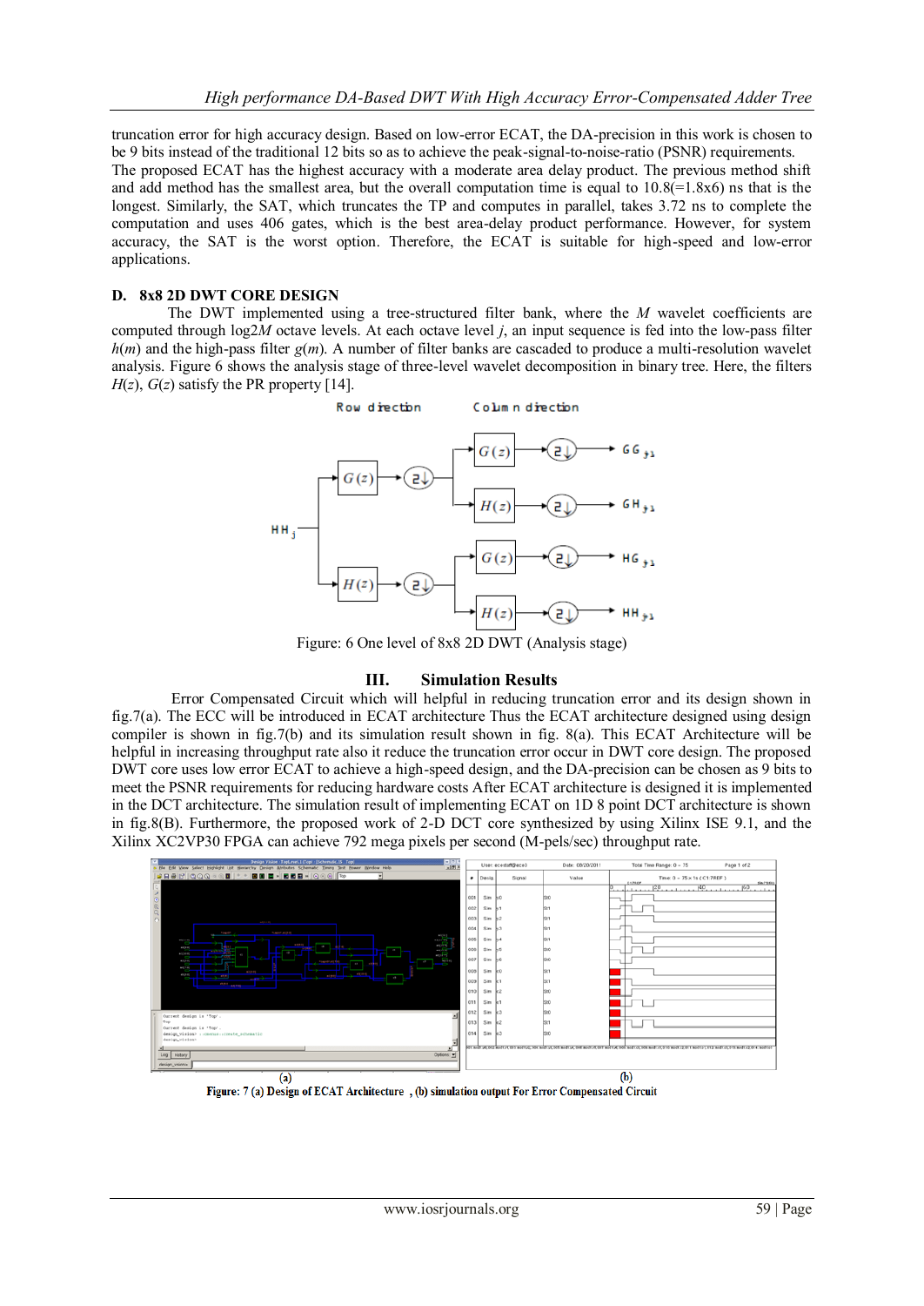truncation error for high accuracy design. Based on low-error ECAT, the DA-precision in this work is chosen to be 9 bits instead of the traditional 12 bits so as to achieve the peak-signal-to-noise-ratio (PSNR) requirements. The proposed ECAT has the highest accuracy with a moderate area delay product. The previous method shift and add method has the smallest area, but the overall computation time is equal to 10.8(=1.8x6) ns that is the longest. Similarly, the SAT, which truncates the TP and computes in parallel, takes 3.72 ns to complete the computation and uses 406 gates, which is the best area-delay product performance. However, for system accuracy, the SAT is the worst option. Therefore, the ECAT is suitable for high-speed and low-error applications.

### D. 8x8 2D DWT CORE DESIGN

The DWT implemented using a tree-structured filter bank, where the *M* wavelet coefficients are computed through log2*M* octave levels. At each octave level *j*, an input sequence is fed into the low-pass filter *h*(*m*) and the high-pass filter *g*(*m*). A number of filter banks are cascaded to produce a multi-resolution wavelet analysis. Figure 6 shows the analysis stage of three-level wavelet decomposition in binary tree. Here, the filters *H*(*z*), *G*(*z*) satisfy the PR property [14].

Figure: 6 One level of 8x8 2D DWT (Analysis stage)

## III. Simulation Results

Error Compensated Circuit which will helpful in reducing truncation error and its design shown in fig.7(a). The ECC will be introduced in ECAT architecture Thus the ECAT architecture designed using design compiler is shown in fig.7(b) and its simulation result shown in fig. 8(a). This ECAT Architecture will be helpful in increasing throughput rate also it reduce the truncation error occur in DWT core design. The proposed DWT core uses low error ECAT to achieve a high-speed design, and the DA-precision can be chosen as 9 bits to meet the PSNR requirements for reducing hardware costs After ECAT architecture is designed it is implemented in the DCT architecture. The simulation result of implementing ECAT on 1D 8 point DCT architecture is shown in fig.8(B). Furthermore, the proposed work of 2-D DCT core synthesized by using Xilinx ISE 9.1, and the Xilinx XC2VP30 FPGA can achieve 792 mega pixels per second (M-pels/sec) throughput rate.

(a) (b)

Figure: 7 (a) Design of ECAT Architecture , (b) simulation output For Error Compensated Circuit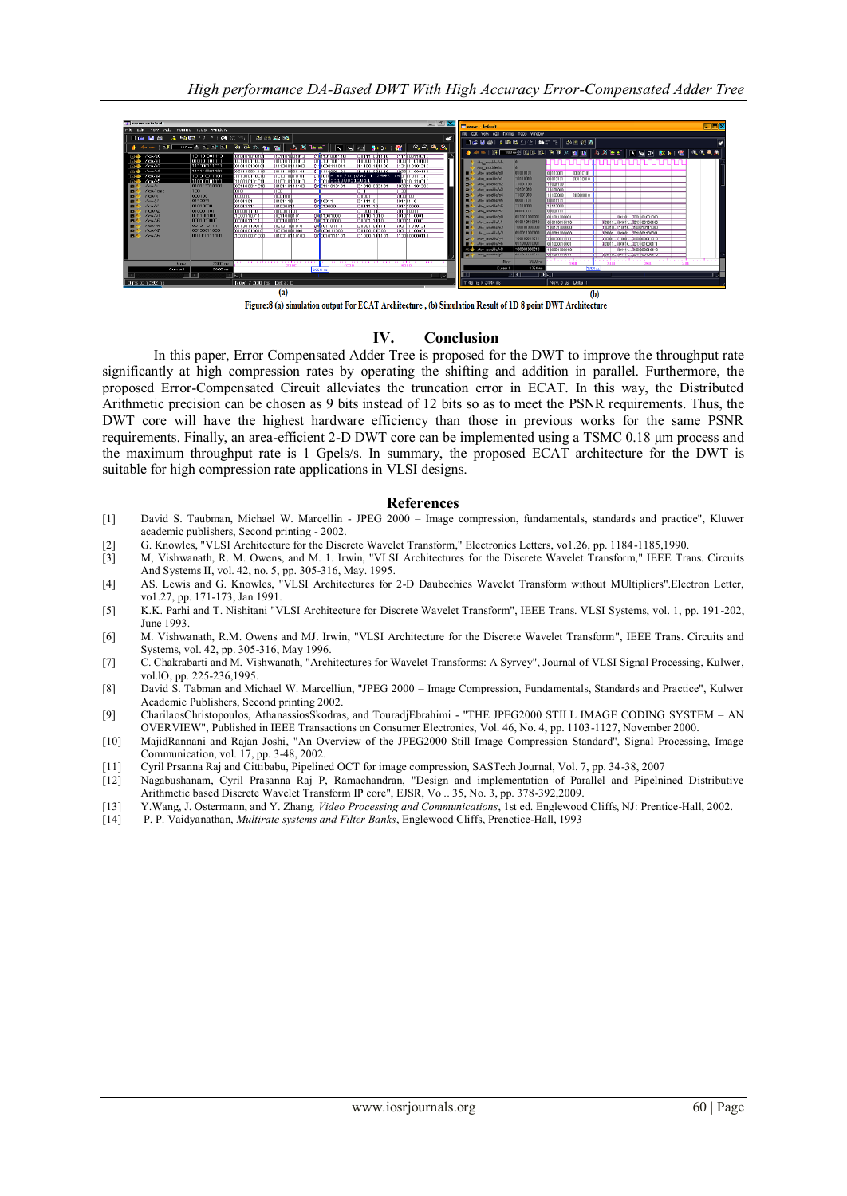Figure:8 (a) simulation output For ECAT Architecture , (b) Simulation Result of 1D 8 point DWT Architecture

## IV. Conclusion

In this paper, Error Compensated Adder Tree is proposed for the DWT to improve the throughput rate significantly at high compression rates by operating the shifting and addition in parallel. Furthermore, the proposed Error-Compensated Circuit alleviates the truncation error in ECAT. In this way, the Distributed Arithmetic precision can be chosen as 9 bits instead of 12 bits so as to meet the PSNR requirements. Thus, the DWT core will have the highest hardware efficiency than those in previous works for the same PSNR requirements. Finally, an area-efficient 2-D DWT core can be implemented using a TSMC 0.18 μm process and the maximum throughput rate is 1 Gpels/s. In summary, the proposed ECAT architecture for the DWT is suitable for high compression rate applications in VLSI designs.

## References

[1] David S. Taubman, Michael W. Marcellin - JPEG 2000 – Image compression, fundamentals, standards and practice", Kluwer academic publishers, Second printing - 2002.

[2] G. Knowles, "VLSI Architecture for the Discrete Wavelet Transform," Electronics Letters, vo1.26, pp. 1184-1185,1990.

[3] M, Vishwanath, R. M. Owens, and M. 1. Irwin, "VLSI Architectures for the Discrete Wavelet Transform," IEEE Trans. Circuits And Systems II, vol. 42, no. 5, pp. 305-316, May. 1995.

[4] AS. Lewis and G. Knowles, "VLSI Architectures for 2-D Daubechies Wavelet Transform without MUltipliers".Electron Letter, vo1.27, pp. 171-173, Jan 1991.

[5] K.K. Parhi and T. Nishitani "VLSI Architecture for Discrete Wavelet Transform", IEEE Trans. VLSI Systems, vol. 1, pp. 191-202, June 1993.

[6] M. Vishwanath, R.M. Owens and MJ. Irwin, "VLSI Architecture for the Discrete Wavelet Transform", IEEE Trans. Circuits and Systems, vol. 42, pp. 305-316, May 1996.

[7] C. Chakrabarti and M. Vishwanath, "Architectures for Wavelet Transforms: A Syrvey", Journal of VLSI Signal Processing, Kulwer, vol.lO, pp. 225-236,1995.

[8] David S. Tabman and Michael W. Marcelliun, "JPEG 2000 – Image Compression, Fundamentals, Standards and Practice", Kulwer Academic Publishers, Second printing 2002.

[9] CharilaosChristopoulos, AthanassiosSkodras, and TouradjEbrahimi - "THE JPEG2000 STILL IMAGE CODING SYSTEM – AN OVERVIEW", Published in IEEE Transactions on Consumer Electronics, Vol. 46, No. 4, pp. 1103-1127, November 2000.

[10] MajidRannani and Rajan Joshi, "An Overview of the JPEG2000 Still Image Compression Standard", Signal Processing, Image Communication, vol. 17, pp. 3-48, 2002.

[11] Cyril Prsanna Raj and Cittibabu, Pipelined OCT for image compression, SASTech Journal, Vol. 7, pp. 34-38, 2007

[12] Nagabushanam, Cyril Prasanna Raj P, Ramachandran, "Design and implementation of Parallel and Pipelnined Distributive Arithmetic based Discrete Wavelet Transform IP core", EJSR, Vo .. 35, No. 3, pp. 378-392,2009.

[13] Y.Wang, J. Ostermann, and Y. Zhang, *Video Processing and Communications*, 1st ed. Englewood Cliffs, NJ: Prentice-Hall, 2002.

[14] P. P. Vaidyanathan, *Multirate systems and Filter Banks*, Englewood Cliffs, Prenctice-Hall, 1993